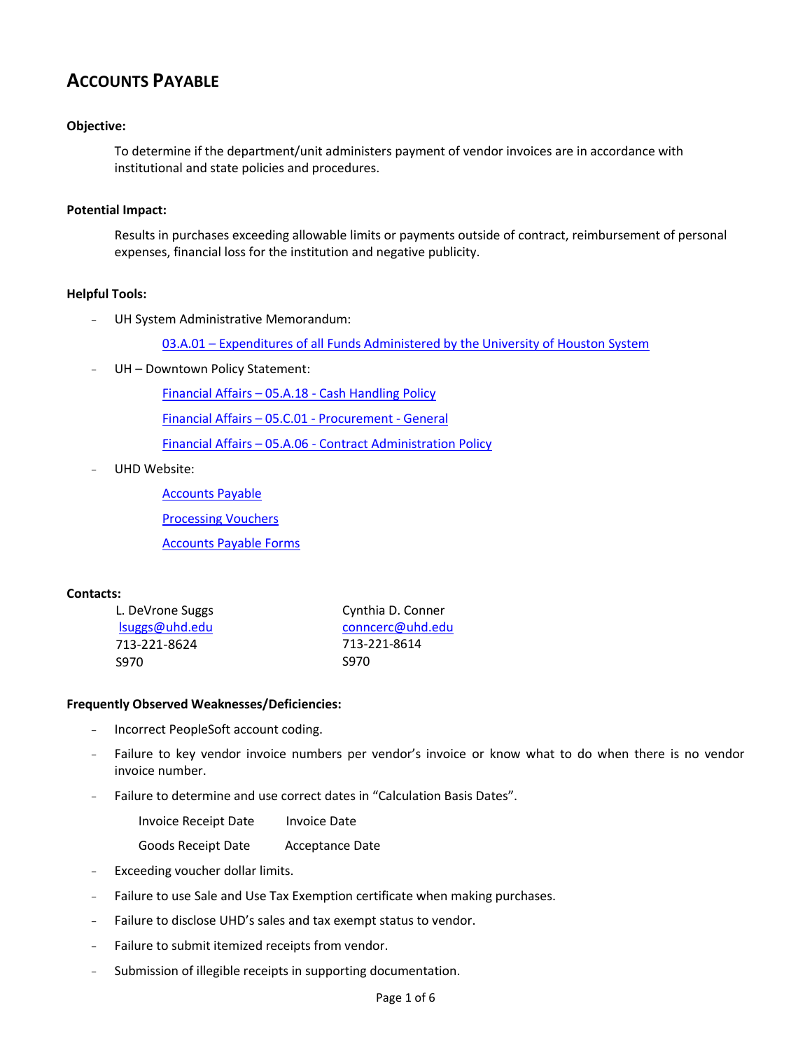# ACCOUNTS PAYABLE

**Objective:**

To determine if the department/unit administers payment of vendor invoices are in accordance with institutional and state policies and procedures.

**Potential Impact:**

Results in purchases exceeding allowable limits or payments outside of contract, reimbursement of personal expenses, financial loss for the institution and negative publicity.

**Helpful Tools:**

- UH System Administrative Memorandum:
  - [03.A.01 – Expenditures of all Funds Administered by the University of Houston System]
- UH – Downtown Policy Statement:
  - [Financial Affairs – 05.A.18 - Cash Handling Policy]
  - [Financial Affairs – 05.C.01 - Procurement - General]
  - [Financial Affairs – 05.A.06 - Contract Administration Policy]
- UHD Website:
  - [Accounts Payable]
  - [Processing Vouchers]
  - [Accounts Payable Forms]

**Contacts:**

| | |
|---|---|
| L. DeVrone Suggs | Cynthia D. Conner |
| lsuggs@uhd.edu | conncerc@uhd.edu |
| 713-221-8624 | 713-221-8614 |
| S970 | S970 |

**Frequently Observed Weaknesses/Deficiencies:**

- Incorrect PeopleSoft account coding.
- Failure to key vendor invoice numbers per vendor's invoice or know what to do when there is no vendor invoice number.
- Failure to determine and use correct dates in "Calculation Basis Dates".

  | | |
  |---|---|
  | Invoice Receipt Date | Invoice Date |
  | Goods Receipt Date | Acceptance Date |

- Exceeding voucher dollar limits.
- Failure to use Sale and Use Tax Exemption certificate when making purchases.
- Failure to disclose UHD's sales and tax exempt status to vendor.
- Failure to submit itemized receipts from vendor.
- Submission of illegible receipts in supporting documentation.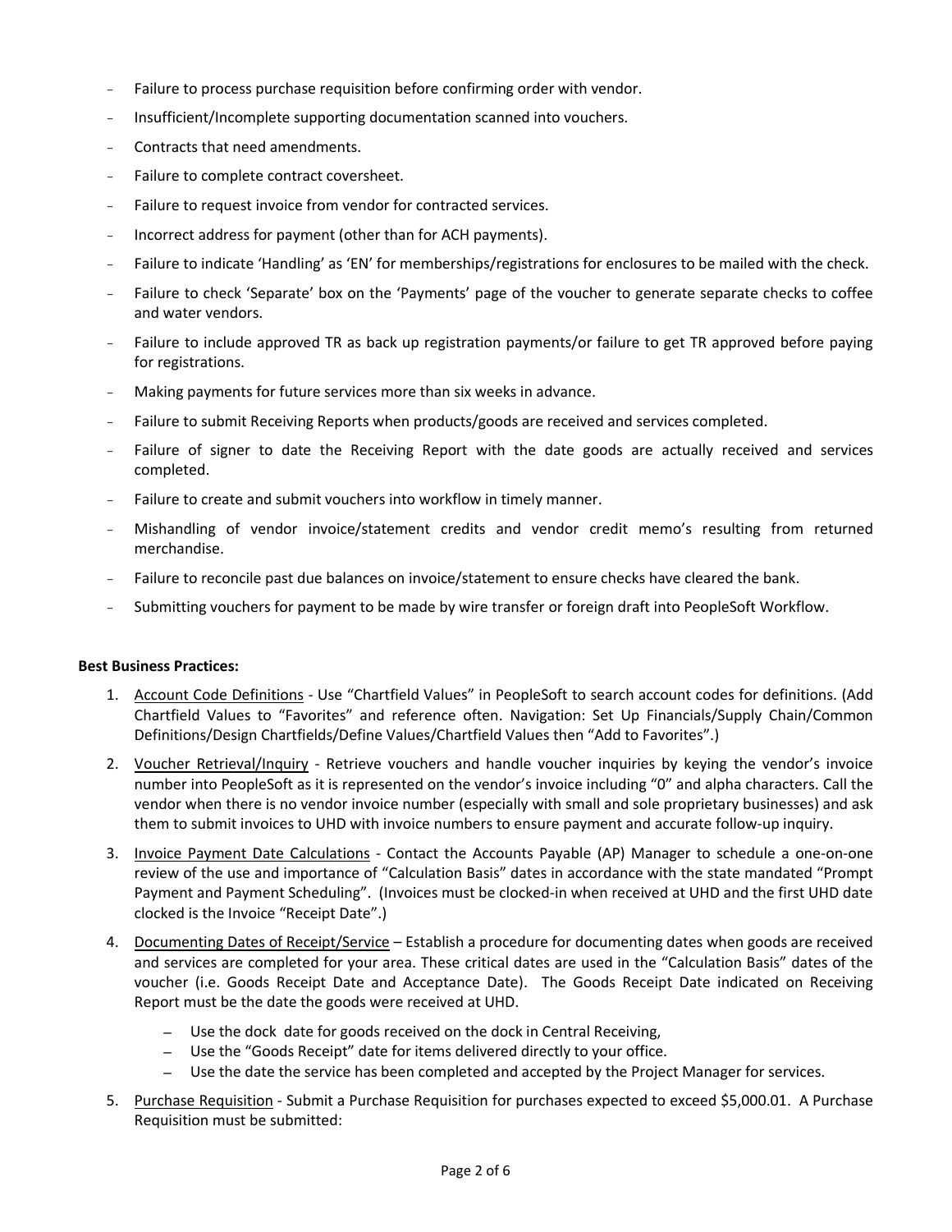- Failure to process purchase requisition before confirming order with vendor.
- Insufficient/Incomplete supporting documentation scanned into vouchers.
- Contracts that need amendments.
- Failure to complete contract coversheet.
- Failure to request invoice from vendor for contracted services.
- Incorrect address for payment (other than for ACH payments).
- Failure to indicate 'Handling' as 'EN' for memberships/registrations for enclosures to be mailed with the check.
- Failure to check 'Separate' box on the 'Payments' page of the voucher to generate separate checks to coffee and water vendors.
- Failure to include approved TR as back up registration payments/or failure to get TR approved before paying for registrations.
- Making payments for future services more than six weeks in advance.
- Failure to submit Receiving Reports when products/goods are received and services completed.
- Failure of signer to date the Receiving Report with the date goods are actually received and services completed.
- Failure to create and submit vouchers into workflow in timely manner.
- Mishandling of vendor invoice/statement credits and vendor credit memo's resulting from returned merchandise.
- Failure to reconcile past due balances on invoice/statement to ensure checks have cleared the bank.
- Submitting vouchers for payment to be made by wire transfer or foreign draft into PeopleSoft Workflow.

**Best Business Practices:**

1. Account Code Definitions - Use "Chartfield Values" in PeopleSoft to search account codes for definitions. (Add Chartfield Values to "Favorites" and reference often. Navigation: Set Up Financials/Supply Chain/Common Definitions/Design Chartfields/Define Values/Chartfield Values then "Add to Favorites".)
2. Voucher Retrieval/Inquiry - Retrieve vouchers and handle voucher inquiries by keying the vendor's invoice number into PeopleSoft as it is represented on the vendor's invoice including "0" and alpha characters. Call the vendor when there is no vendor invoice number (especially with small and sole proprietary businesses) and ask them to submit invoices to UHD with invoice numbers to ensure payment and accurate follow-up inquiry.
3. Invoice Payment Date Calculations - Contact the Accounts Payable (AP) Manager to schedule a one-on-one review of the use and importance of "Calculation Basis" dates in accordance with the state mandated "Prompt Payment and Payment Scheduling". (Invoices must be clocked-in when received at UHD and the first UHD date clocked is the Invoice "Receipt Date".)
4. Documenting Dates of Receipt/Service – Establish a procedure for documenting dates when goods are received and services are completed for your area. These critical dates are used in the "Calculation Basis" dates of the voucher (i.e. Goods Receipt Date and Acceptance Date). The Goods Receipt Date indicated on Receiving Report must be the date the goods were received at UHD.
   - Use the dock date for goods received on the dock in Central Receiving,
   - Use the "Goods Receipt" date for items delivered directly to your office.
   - Use the date the service has been completed and accepted by the Project Manager for services.
5. Purchase Requisition - Submit a Purchase Requisition for purchases expected to exceed $5,000.01. A Purchase Requisition must be submitted: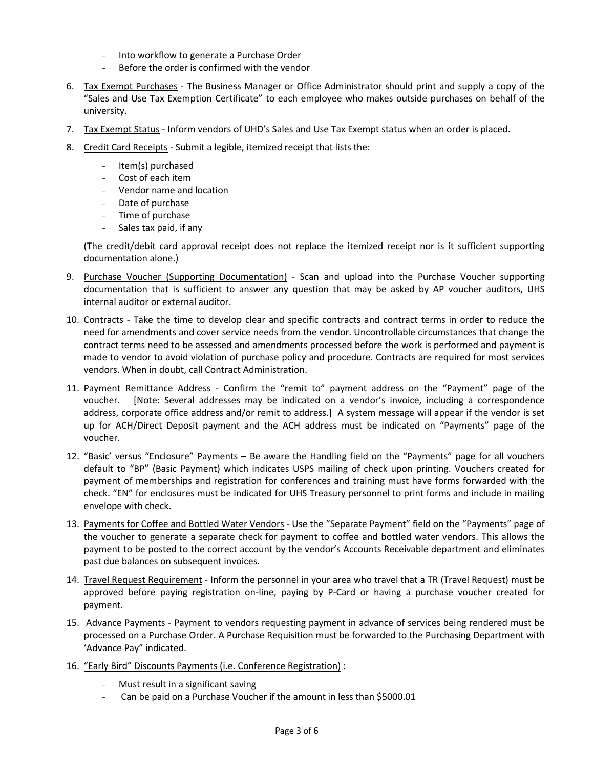- Into workflow to generate a Purchase Order
- Before the order is confirmed with the vendor

6. Tax Exempt Purchases - The Business Manager or Office Administrator should print and supply a copy of the "Sales and Use Tax Exemption Certificate" to each employee who makes outside purchases on behalf of the university.

7. Tax Exempt Status - Inform vendors of UHD's Sales and Use Tax Exempt status when an order is placed.

8. Credit Card Receipts - Submit a legible, itemized receipt that lists the:

   - Item(s) purchased
   - Cost of each item
   - Vendor name and location
   - Date of purchase
   - Time of purchase
   - Sales tax paid, if any

   (The credit/debit card approval receipt does not replace the itemized receipt nor is it sufficient supporting documentation alone.)

9. Purchase Voucher (Supporting Documentation) - Scan and upload into the Purchase Voucher supporting documentation that is sufficient to answer any question that may be asked by AP voucher auditors, UHS internal auditor or external auditor.

10. Contracts - Take the time to develop clear and specific contracts and contract terms in order to reduce the need for amendments and cover service needs from the vendor. Uncontrollable circumstances that change the contract terms need to be assessed and amendments processed before the work is performed and payment is made to vendor to avoid violation of purchase policy and procedure. Contracts are required for most services vendors. When in doubt, call Contract Administration.

11. Payment Remittance Address - Confirm the "remit to" payment address on the "Payment" page of the voucher. [Note: Several addresses may be indicated on a vendor's invoice, including a correspondence address, corporate office address and/or remit to address.] A system message will appear if the vendor is set up for ACH/Direct Deposit payment and the ACH address must be indicated on "Payments" page of the voucher.

12. "Basic' versus "Enclosure" Payments – Be aware the Handling field on the "Payments" page for all vouchers default to "BP" (Basic Payment) which indicates USPS mailing of check upon printing. Vouchers created for payment of memberships and registration for conferences and training must have forms forwarded with the check. "EN" for enclosures must be indicated for UHS Treasury personnel to print forms and include in mailing envelope with check.

13. Payments for Coffee and Bottled Water Vendors - Use the "Separate Payment" field on the "Payments" page of the voucher to generate a separate check for payment to coffee and bottled water vendors. This allows the payment to be posted to the correct account by the vendor's Accounts Receivable department and eliminates past due balances on subsequent invoices.

14. Travel Request Requirement - Inform the personnel in your area who travel that a TR (Travel Request) must be approved before paying registration on-line, paying by P-Card or having a purchase voucher created for payment.

15. Advance Payments - Payment to vendors requesting payment in advance of services being rendered must be processed on a Purchase Order. A Purchase Requisition must be forwarded to the Purchasing Department with 'Advance Pay' indicated.

16. "Early Bird" Discounts Payments (i.e. Conference Registration) :

   - Must result in a significant saving
   - Can be paid on a Purchase Voucher if the amount in less than $5000.01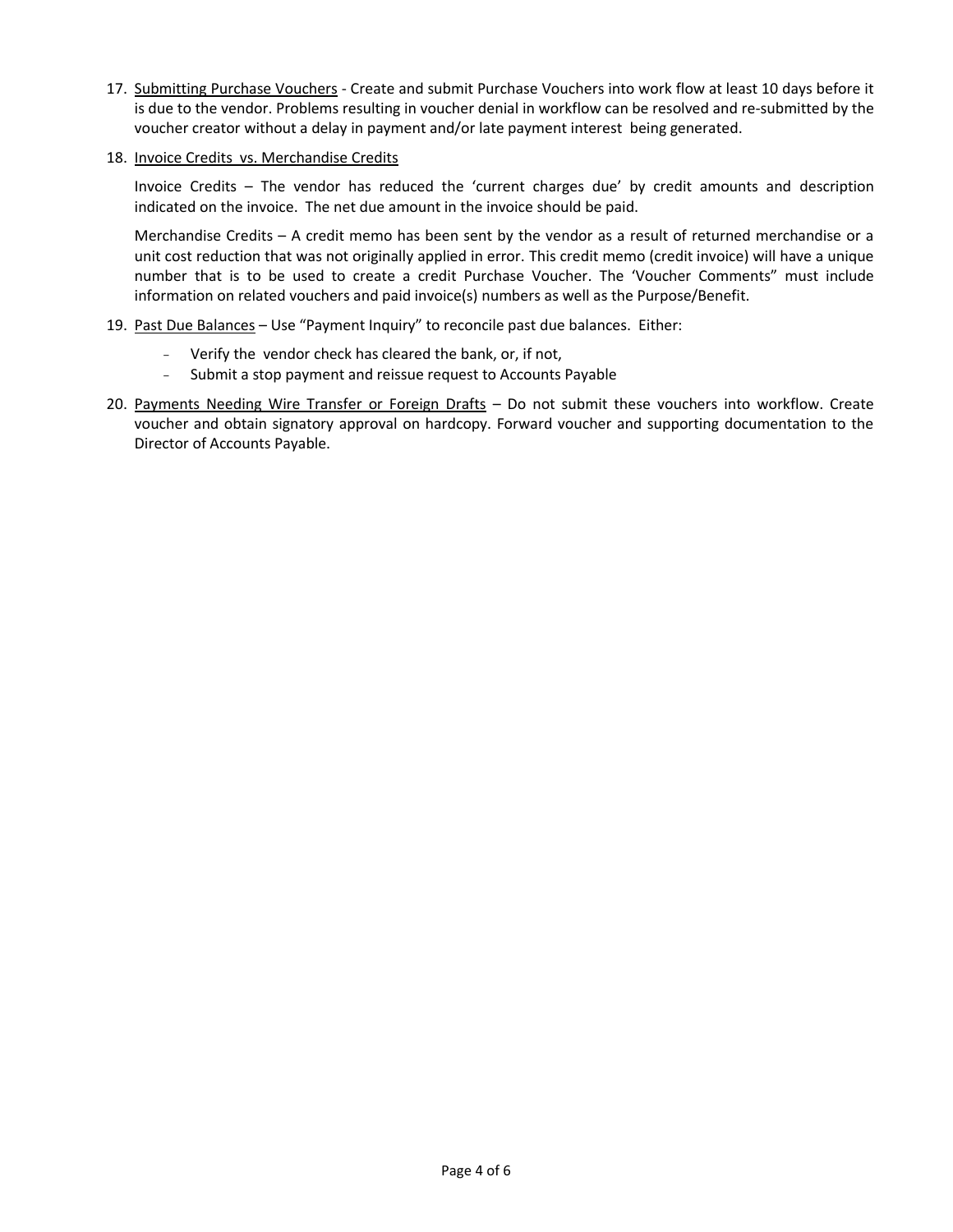17. <u>Submitting Purchase Vouchers</u> - Create and submit Purchase Vouchers into work flow at least 10 days before it is due to the vendor. Problems resulting in voucher denial in workflow can be resolved and re-submitted by the voucher creator without a delay in payment and/or late payment interest being generated.

18. <u>Invoice Credits vs. Merchandise Credits</u>

    Invoice Credits – The vendor has reduced the 'current charges due' by credit amounts and description indicated on the invoice. The net due amount in the invoice should be paid.

    Merchandise Credits – A credit memo has been sent by the vendor as a result of returned merchandise or a unit cost reduction that was not originally applied in error. This credit memo (credit invoice) will have a unique number that is to be used to create a credit Purchase Voucher. The 'Voucher Comments" must include information on related vouchers and paid invoice(s) numbers as well as the Purpose/Benefit.

19. <u>Past Due Balances</u> – Use "Payment Inquiry" to reconcile past due balances. Either:

    - Verify the vendor check has cleared the bank, or, if not,
    - Submit a stop payment and reissue request to Accounts Payable

20. <u>Payments Needing Wire Transfer or Foreign Drafts</u> – Do not submit these vouchers into workflow. Create voucher and obtain signatory approval on hardcopy. Forward voucher and supporting documentation to the Director of Accounts Payable.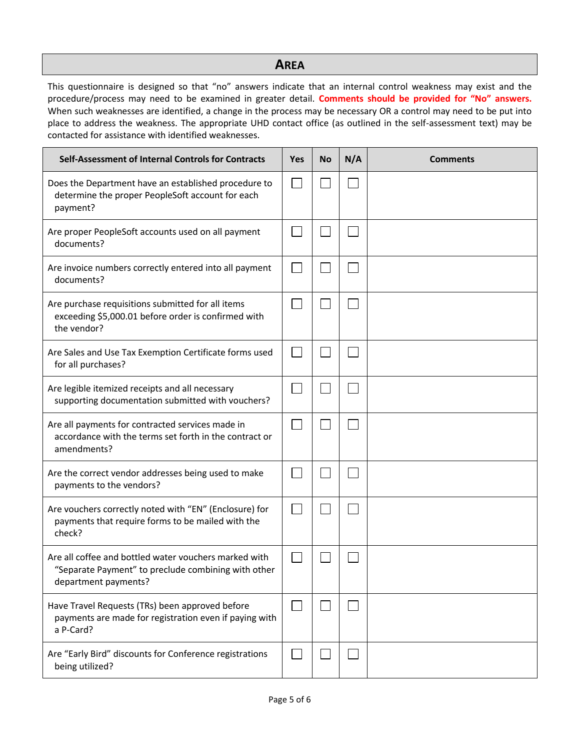## AREA

This questionnaire is designed so that "no" answers indicate that an internal control weakness may exist and the procedure/process may need to be examined in greater detail. **Comments should be provided for "No" answers.** When such weaknesses are identified, a change in the process may be necessary OR a control may need to be put into place to address the weakness. The appropriate UHD contact office (as outlined in the self-assessment text) may be contacted for assistance with identified weaknesses.

| Self-Assessment of Internal Controls for Contracts | Yes | No | N/A | Comments |
|---|---|---|---|---|
| Does the Department have an established procedure to determine the proper PeopleSoft account for each payment? | ☐ | ☐ | ☐ | |
| Are proper PeopleSoft accounts used on all payment documents? | ☐ | ☐ | ☐ | |
| Are invoice numbers correctly entered into all payment documents? | ☐ | ☐ | ☐ | |
| Are purchase requisitions submitted for all items exceeding $5,000.01 before order is confirmed with the vendor? | ☐ | ☐ | ☐ | |
| Are Sales and Use Tax Exemption Certificate forms used for all purchases? | ☐ | ☐ | ☐ | |
| Are legible itemized receipts and all necessary supporting documentation submitted with vouchers? | ☐ | ☐ | ☐ | |
| Are all payments for contracted services made in accordance with the terms set forth in the contract or amendments? | ☐ | ☐ | ☐ | |
| Are the correct vendor addresses being used to make payments to the vendors? | ☐ | ☐ | ☐ | |
| Are vouchers correctly noted with "EN" (Enclosure) for payments that require forms to be mailed with the check? | ☐ | ☐ | ☐ | |
| Are all coffee and bottled water vouchers marked with "Separate Payment" to preclude combining with other department payments? | ☐ | ☐ | ☐ | |
| Have Travel Requests (TRs) been approved before payments are made for registration even if paying with a P-Card? | ☐ | ☐ | ☐ | |
| Are "Early Bird" discounts for Conference registrations being utilized? | ☐ | ☐ | ☐ | |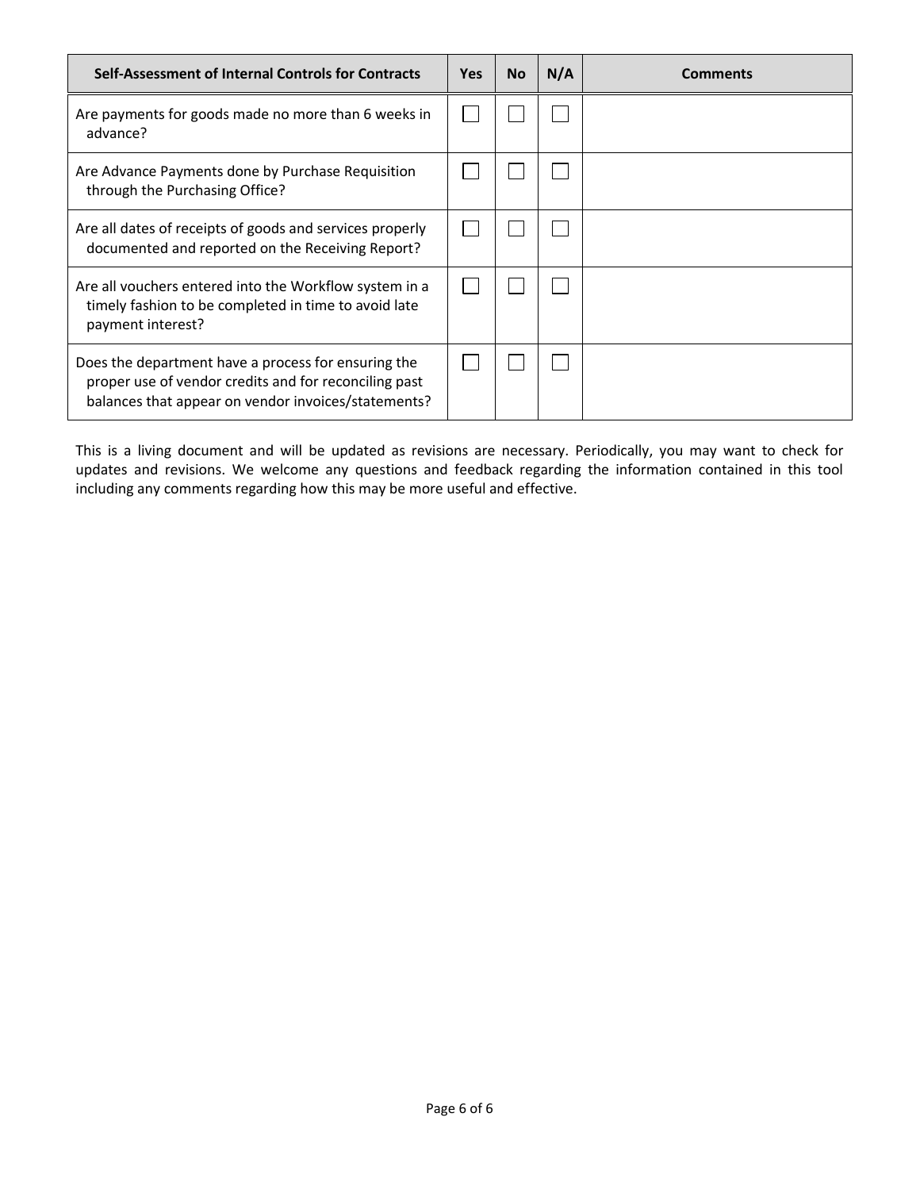| Self-Assessment of Internal Controls for Contracts | Yes | No | N/A | Comments |
|---|---|---|---|---|
| Are payments for goods made no more than 6 weeks in advance? | ☐ | ☐ | ☐ | |
| Are Advance Payments done by Purchase Requisition through the Purchasing Office? | ☐ | ☐ | ☐ | |
| Are all dates of receipts of goods and services properly documented and reported on the Receiving Report? | ☐ | ☐ | ☐ | |
| Are all vouchers entered into the Workflow system in a timely fashion to be completed in time to avoid late payment interest? | ☐ | ☐ | ☐ | |
| Does the department have a process for ensuring the proper use of vendor credits and for reconciling past balances that appear on vendor invoices/statements? | ☐ | ☐ | ☐ | |

This is a living document and will be updated as revisions are necessary. Periodically, you may want to check for updates and revisions. We welcome any questions and feedback regarding the information contained in this tool including any comments regarding how this may be more useful and effective.